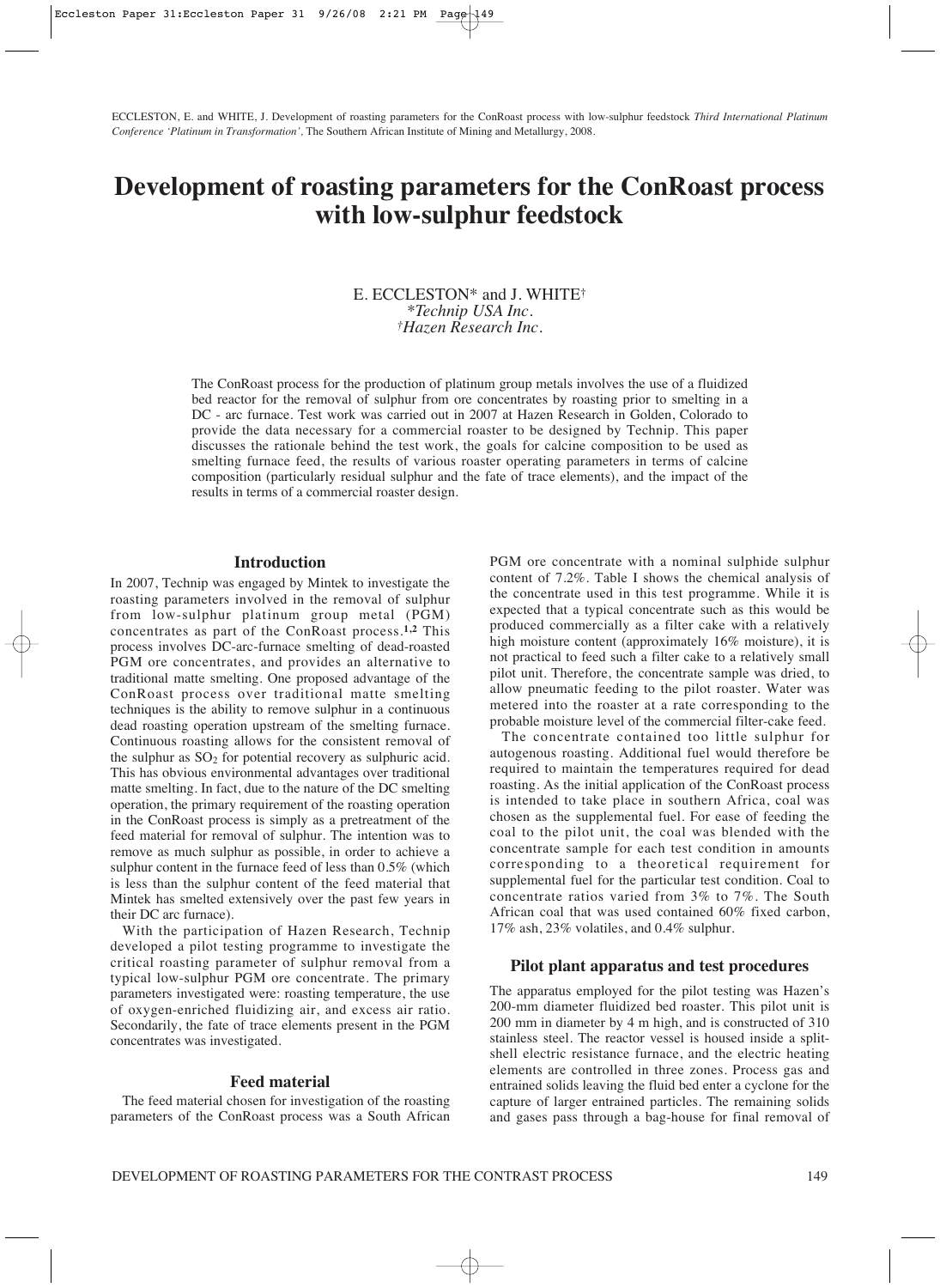ECCLESTON, E. and WHITE, J. Development of roasting parameters for the ConRoast process with low-sulphur feedstock *Third International Platinum Conference 'Platinum in Transformation'*, The Southern African Institute of Mining and Metallurgy, 2008.

# Development of roasting parameters for the ConRoast process with low-sulphur feedstock

E. ECCLESTON* and J. WHITE†
*\*Technip USA Inc.*
*†Hazen Research Inc.*

The ConRoast process for the production of platinum group metals involves the use of a fluidized bed reactor for the removal of sulphur from ore concentrates by roasting prior to smelting in a DC - arc furnace. Test work was carried out in 2007 at Hazen Research in Golden, Colorado to provide the data necessary for a commercial roaster to be designed by Technip. This paper discusses the rationale behind the test work, the goals for calcine composition to be used as smelting furnace feed, the results of various roaster operating parameters in terms of calcine composition (particularly residual sulphur and the fate of trace elements), and the impact of the results in terms of a commercial roaster design.

## Introduction

In 2007, Technip was engaged by Mintek to investigate the roasting parameters involved in the removal of sulphur from low-sulphur platinum group metal (PGM) concentrates as part of the ConRoast process.[1,2] This process involves DC-arc-furnace smelting of dead-roasted PGM ore concentrates, and provides an alternative to traditional matte smelting. One proposed advantage of the ConRoast process over traditional matte smelting techniques is the ability to remove sulphur in a continuous dead roasting operation upstream of the smelting furnace. Continuous roasting allows for the consistent removal of the sulphur as $SO_2$ for potential recovery as sulphuric acid. This has obvious environmental advantages over traditional matte smelting. In fact, due to the nature of the DC smelting operation, the primary requirement of the roasting operation in the ConRoast process is simply as a pretreatment of the feed material for removal of sulphur. The intention was to remove as much sulphur as possible, in order to achieve a sulphur content in the furnace feed of less than 0.5% (which is less than the sulphur content of the feed material that Mintek has smelted extensively over the past few years in their DC arc furnace).

With the participation of Hazen Research, Technip developed a pilot testing programme to investigate the critical roasting parameter of sulphur removal from a typical low-sulphur PGM ore concentrate. The primary parameters investigated were: roasting temperature, the use of oxygen-enriched fluidizing air, and excess air ratio. Secondarily, the fate of trace elements present in the PGM concentrates was investigated.

## Feed material

The feed material chosen for investigation of the roasting parameters of the ConRoast process was a South African PGM ore concentrate with a nominal sulphide sulphur content of 7.2%. Table I shows the chemical analysis of the concentrate used in this test programme. While it is expected that a typical concentrate such as this would be produced commercially as a filter cake with a relatively high moisture content (approximately 16% moisture), it is not practical to feed such a filter cake to a relatively small pilot unit. Therefore, the concentrate sample was dried, to allow pneumatic feeding to the pilot roaster. Water was metered into the roaster at a rate corresponding to the probable moisture level of the commercial filter-cake feed.

The concentrate contained too little sulphur for autogenous roasting. Additional fuel would therefore be required to maintain the temperatures required for dead roasting. As the initial application of the ConRoast process is intended to take place in southern Africa, coal was chosen as the supplemental fuel. For ease of feeding the coal to the pilot unit, the coal was blended with the concentrate sample for each test condition in amounts corresponding to a theoretical requirement for supplemental fuel for the particular test condition. Coal to concentrate ratios varied from 3% to 7%. The South African coal that was used contained 60% fixed carbon, 17% ash, 23% volatiles, and 0.4% sulphur.

## Pilot plant apparatus and test procedures

The apparatus employed for the pilot testing was Hazen's 200-mm diameter fluidized bed roaster. This pilot unit is 200 mm in diameter by 4 m high, and is constructed of 310 stainless steel. The reactor vessel is housed inside a split-shell electric resistance furnace, and the electric heating elements are controlled in three zones. Process gas and entrained solids leaving the fluid bed enter a cyclone for the capture of larger entrained particles. The remaining solids and gases pass through a bag-house for final removal of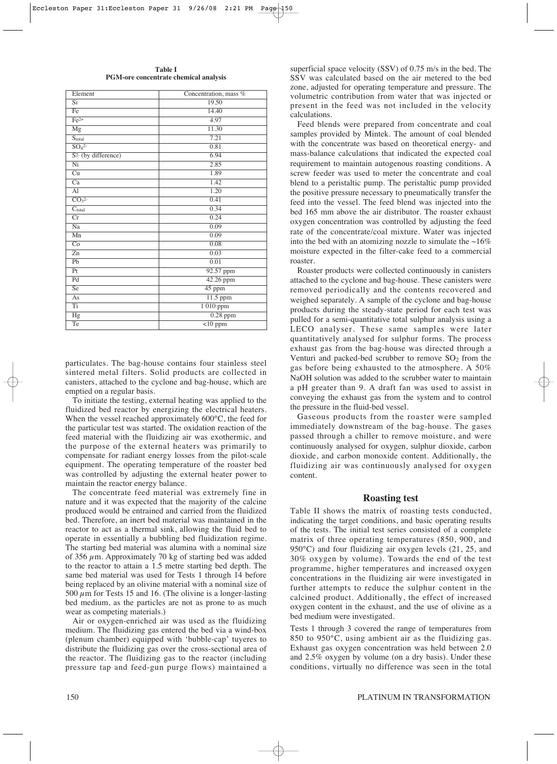**Table I**
**PGM-ore concentrate chemical analysis**

| Element | Concentration, mass % |
|---|---|
| Si | 19.50 |
| Fe | 14.40 |
| $Fe^{2+}$ | 4.97 |
| Mg | 11.30 |
| $S_{total}$ | 7.21 |
| $SO_4^{2-}$ | 0.81 |
| $S^{2-}$ (by difference) | 6.94 |
| Ni | 2.85 |
| Cu | 1.89 |
| Ca | 1.42 |
| Al | 1.20 |
| $CO_3^{2-}$ | 0.41 |
| $C_{total}$ | 0.34 |
| Cr | 0.24 |
| Na | 0.09 |
| Mn | 0.09 |
| Co | 0.08 |
| Zn | 0.03 |
| Pb | 0.01 |
| Pt | 92.57 ppm |
| Pd | 42.26 ppm |
| Se | 45 ppm |
| As | 11.5 ppm |
| Ti | 1 010 ppm |
| Hg | 0.28 ppm |
| Te | <10 ppm |

particulates. The bag-house contains four stainless steel sintered metal filters. Solid products are collected in canisters, attached to the cyclone and bag-house, which are emptied on a regular basis.

To initiate the testing, external heating was applied to the fluidized bed reactor by energizing the electrical heaters. When the vessel reached approximately 600°C, the feed for the particular test was started. The oxidation reaction of the feed material with the fluidizing air was exothermic, and the purpose of the external heaters was primarily to compensate for radiant energy losses from the pilot-scale equipment. The operating temperature of the roaster bed was controlled by adjusting the external heater power to maintain the reactor energy balance.

The concentrate feed material was extremely fine in nature and it was expected that the majority of the calcine produced would be entrained and carried from the fluidized bed. Therefore, an inert bed material was maintained in the reactor to act as a thermal sink, allowing the fluid bed to operate in essentially a bubbling bed fluidization regime. The starting bed material was alumina with a nominal size of 356 $\mu$m. Approximately 70 kg of starting bed was added to the reactor to attain a 1.5 metre starting bed depth. The same bed material was used for Tests 1 through 14 before being replaced by an olivine material with a nominal size of 500 $\mu$m for Tests 15 and 16. (The olivine is a longer-lasting bed medium, as the particles are not as prone to as much wear as competing materials.)

Air or oxygen-enriched air was used as the fluidizing medium. The fluidizing gas entered the bed via a wind-box (plenum chamber) equipped with 'bubble-cap' tuyeres to distribute the fluidizing gas over the cross-sectional area of the reactor. The fluidizing gas to the reactor (including pressure tap and feed-gun purge flows) maintained a superficial space velocity (SSV) of 0.75 m/s in the bed. The SSV was calculated based on the air metered to the bed zone, adjusted for operating temperature and pressure. The volumetric contribution from water that was injected or present in the feed was not included in the velocity calculations.

Feed blends were prepared from concentrate and coal samples provided by Mintek. The amount of coal blended with the concentrate was based on theoretical energy- and mass-balance calculations that indicated the expected coal requirement to maintain autogenous roasting conditions. A screw feeder was used to meter the concentrate and coal blend to a peristaltic pump. The peristaltic pump provided the positive pressure necessary to pneumatically transfer the feed into the vessel. The feed blend was injected into the bed 165 mm above the air distributor. The roaster exhaust oxygen concentration was controlled by adjusting the feed rate of the concentrate/coal mixture. Water was injected into the bed with an atomizing nozzle to simulate the ~16% moisture expected in the filter-cake feed to a commercial roaster.

Roaster products were collected continuously in canisters attached to the cyclone and bag-house. These canisters were removed periodically and the contents recovered and weighed separately. A sample of the cyclone and bag-house products during the steady-state period for each test was pulled for a semi-quantitative total sulphur analysis using a LECO analyser. These same samples were later quantitatively analysed for sulphur forms. The process exhaust gas from the bag-house was directed through a Venturi and packed-bed scrubber to remove $SO_2$ from the gas before being exhausted to the atmosphere. A 50% NaOH solution was added to the scrubber water to maintain a pH greater than 9. A draft fan was used to assist in conveying the exhaust gas from the system and to control the pressure in the fluid-bed vessel.

Gaseous products from the roaster were sampled immediately downstream of the bag-house. The gases passed through a chiller to remove moisture, and were continuously analysed for oxygen, sulphur dioxide, carbon dioxide, and carbon monoxide content. Additionally, the fluidizing air was continuously analysed for oxygen content.

## Roasting test

Table II shows the matrix of roasting tests conducted, indicating the target conditions, and basic operating results of the tests. The initial test series consisted of a complete matrix of three operating temperatures (850, 900, and 950°C) and four fluidizing air oxygen levels (21, 25, and 30% oxygen by volume). Towards the end of the test programme, higher temperatures and increased oxygen concentrations in the fluidizing air were investigated in further attempts to reduce the sulphur content in the calcined product. Additionally, the effect of increased oxygen content in the exhaust, and the use of olivine as a bed medium were investigated.

Tests 1 through 3 covered the range of temperatures from 850 to 950°C, using ambient air as the fluidizing gas. Exhaust gas oxygen concentration was held between 2.0 and 2.5% oxygen by volume (on a dry basis). Under these conditions, virtually no difference was seen in the total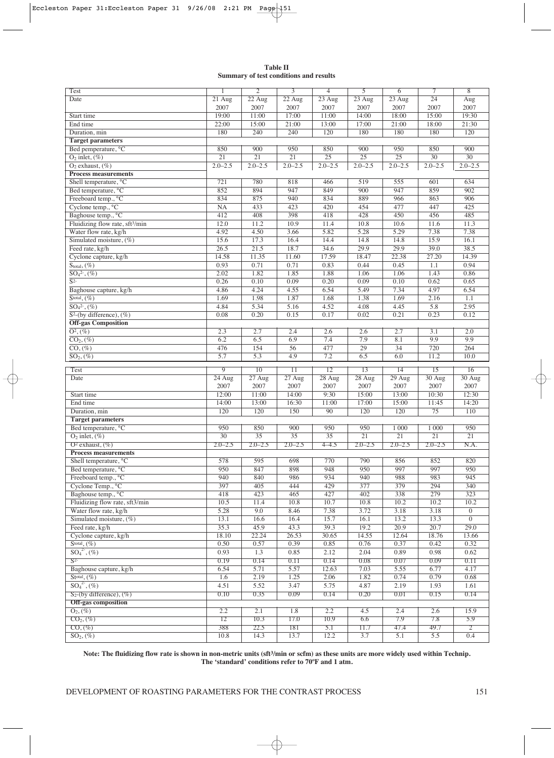**Table II**
**Summary of test conditions and results**

| Test | 1 | 2 | 3 | 4 | 5 | 6 | 7 | 8 |
|---|---|---|---|---|---|---|---|---|
| Date | 21 Aug 2007 | 22 Aug 2007 | 22 Aug 2007 | 23 Aug 2007 | 23 Aug 2007 | 23 Aug 2007 | 24 2007 | Aug 2007 |
| Start time | 19:00 | 11:00 | 17:00 | 11:00 | 14:00 | 18:00 | 15:00 | 19:30 |
| End time | 22:00 | 15:00 | 21:00 | 13:00 | 17:00 | 21:00 | 18:00 | 21:30 |
| Duration, min | 180 | 240 | 240 | 120 | 180 | 180 | 180 | 120 |
| **Target parameters** | | | | | | | | |
| Bed pemperature, °C | 850 | 900 | 950 | 850 | 900 | 950 | 850 | 900 |
| $O_2$ inlet, (%) | 21 | 21 | 21 | 25 | 25 | 25 | 30 | 30 |
| $O_2$ exhaust, (%) | 2.0–2.5 | 2.0–2.5 | 2.0–2.5 | 2.0–2.5 | 2.0–2.5 | 2.0–2.5 | 2.0–2.5 | 2.0–2.5 |
| **Process measurements** | | | | | | | | |
| Shell temperature, °C | 721 | 780 | 818 | 466 | 519 | 555 | 601 | 634 |
| Bed temperature, °C | 852 | 894 | 947 | 849 | 900 | 947 | 859 | 902 |
| Freeboard temp., °C | 834 | 875 | 940 | 834 | 889 | 966 | 863 | 906 |
| Cyclone temp., °C | NA | 433 | 423 | 420 | 454 | 477 | 447 | 425 |
| Baghouse temp., °C | 412 | 408 | 398 | 418 | 428 | 450 | 456 | 485 |
| Fluidizing flow rate, sft$^3$/min | 12.0 | 11.2 | 10.9 | 11.4 | 10.8 | 10.6 | 11.6 | 11.3 |
| Water flow rate, kg/h | 4.92 | 4.50 | 3.66 | 5.82 | 5.28 | 5.29 | 7.38 | 7.38 |
| Simulated moisture, (%) | 15.6 | 17.3 | 16.4 | 14.4 | 14.8 | 14.8 | 15.9 | 16.1 |
| Feed rate, kg/h | 26.5 | 21.5 | 18.7 | 34.6 | 29.9 | 29.9 | 39.0 | 38.5 |
| Cyclone capture, kg/h | 14.58 | 11.35 | 11.60 | 17.59 | 18.47 | 22.38 | 27.20 | 14.39 |
| $S_{total}$, (%) | 0.93 | 0.71 | 0.71 | 0.83 | 0.44 | 0.45 | 1.1 | 0.94 |
| $SO_4^{2-}$, (%) | 2.02 | 1.82 | 1.85 | 1.88 | 1.06 | 1.06 | 1.43 | 0.86 |
| $S^{2-}$ | 0.26 | 0.10 | 0.09 | 0.20 | 0.09 | 0.10 | 0.62 | 0.65 |
| Baghouse capture, kg/h | 4.86 | 4.24 | 4.55 | 6.54 | 5.49 | 7.34 | 4.97 | 6.54 |
| $S_{total}$, (%) | 1.69 | 1.98 | 1.87 | 1.68 | 1.38 | 1.69 | 2.16 | 1.1 |
| $SO_4^{2-}$, (%) | 4.84 | 5.34 | 5.16 | 4.52 | 4.08 | 4.45 | 5.8 | 2.95 |
| $S^{2-}$(by difference), (%) | 0.08 | 0.20 | 0.15 | 0.17 | 0.02 | 0.21 | 0.23 | 0.12 |
| **Off-gas Composition** | | | | | | | | |
| $O^2$, (%) | 2.3 | 2.7 | 2.4 | 2.6 | 2.6 | 2.7 | 3.1 | 2.0 |
| $CO_2$, (%) | 6.2 | 6.5 | 6.9 | 7.4 | 7.9 | 8.1 | 9.9 | 9.9 |
| CO, (%) | 476 | 154 | 56 | 477 | 29 | 34 | 720 | 264 |
| $SO_2$, (%) | 5.7 | 5.3 | 4.9 | 7.2 | 6.5 | 6.0 | 11.2 | 10.0 |

| Test | 9 | 10 | 11 | 12 | 13 | 14 | 15 | 16 |
|---|---|---|---|---|---|---|---|---|
| Date | 24 Aug 2007 | 27 Aug 2007 | 27 Aug 2007 | 28 Aug 2007 | 28 Aug 2007 | 29 Aug 2007 | 30 Aug 2007 | 30 Aug 2007 |
| Start time | 12:00 | 11:00 | 14:00 | 9:30 | 15:00 | 13:00 | 10:30 | 12:30 |
| End time | 14:00 | 13:00 | 16:30 | 11:00 | 17:00 | 15:00 | 11:45 | 14:20 |
| Duration, min | 120 | 120 | 150 | 90 | 120 | 120 | 75 | 110 |
| **Target parameters** | | | | | | | | |
| Bed temperature, °C | 950 | 850 | 900 | 950 | 950 | 1 000 | 1 000 | 950 |
| $O_2$ inlet, (%) | 30 | 35 | 35 | 35 | 21 | 21 | 21 | 21 |
| $O^2$ exhaust, (%) | 2.0–2.5 | 2.0–2.5 | 2.0–2.5 | 4–4.5 | 2.0–2.5 | 2.0–2.5 | 2.0–2.5 | N.A. |
| **Process measurements** | | | | | | | | |
| Shell temperature, °C | 578 | 595 | 698 | 770 | 790 | 856 | 852 | 820 |
| Bed temperature, °C | 950 | 847 | 898 | 948 | 950 | 997 | 997 | 950 |
| Freeboard temp., °C | 940 | 840 | 986 | 934 | 940 | 988 | 983 | 945 |
| Cyclone Temp., °C | 397 | 405 | 444 | 429 | 377 | 379 | 294 | 340 |
| Baghouse temp., °C | 418 | 423 | 465 | 427 | 402 | 338 | 279 | 323 |
| Fluidizing flow rate, sft3/min | 10.5 | 11.4 | 10.8 | 10.7 | 10.8 | 10.2 | 10.2 | 10.2 |
| Water flow rate, kg/h | 5.28 | 9.0 | 8.46 | 7.38 | 3.72 | 3.18 | 3.18 | 0 |
| Simulated moisture, (%) | 13.1 | 16.6 | 16.4 | 15.7 | 16.1 | 13.2 | 13.3 | 0 |
| Feed rate, kg/h | 35.3 | 45.9 | 43.3 | 39.3 | 19.2 | 20.9 | 20.7 | 29.0 |
| Cyclone capture, kg/h | 18.10 | 22.24 | 26.53 | 30.65 | 14.55 | 12.64 | 18.76 | 13.66 |
| $S_{total}$, (%) | 0.50 | 0.57 | 0.39 | 0.85 | 0.76 | 0.37 | 0.42 | 0.32 |
| $SO_4^{2-}$, (%) | 0.93 | 1.3 | 0.85 | 2.12 | 2.04 | 0.89 | 0.98 | 0.62 |
| $S^{2-}$ | 0.19 | 0.14 | 0.11 | 0.14 | 0.08 | 0.07 | 0.09 | 0.11 |
| Baghouse capture, kg/h | 6.54 | 5.71 | 5.57 | 12.63 | 7.03 | 5.55 | 6.77 | 4.17 |
| $S_{total}$, (%) | 1.6 | 2.19 | 1.25 | 2.06 | 1.82 | 0.74 | 0.79 | 0.68 |
| $SO_4^{2-}$, (%) | 4.51 | 5.52 | 3.47 | 5.75 | 4.87 | 2.19 | 1.93 | 1.61 |
| $S_2$-(by difference), (%) | 0.10 | 0.35 | 0.09 | 0.14 | 0.20 | 0.01 | 0.15 | 0.14 |
| **Off-gas composition** | | | | | | | | |
| $O_2$, (%) | 2.2 | 2.1 | 1.8 | 2.2 | 4.5 | 2.4 | 2.6 | 15.9 |
| $CO_2$, (%) | 12 | 10.3 | 17.0 | 10.9 | 6.6 | 7.9 | 7.8 | 5.9 |
| CO, (%) | 388 | 22.5 | 181 | 5.1 | 11.7 | 47.4 | 49.7 | 2 |
| $SO_2$, (%) | 10.8 | 14.3 | 13.7 | 12.2 | 3.7 | 5.1 | 5.5 | 0.4 |

**Note: The fluidizing flow rate is shown in non-metric units (sft$^3$/min or scfm) as these units are more widely used within Technip. The 'standard' conditions refer to 70ºF and 1 atm.**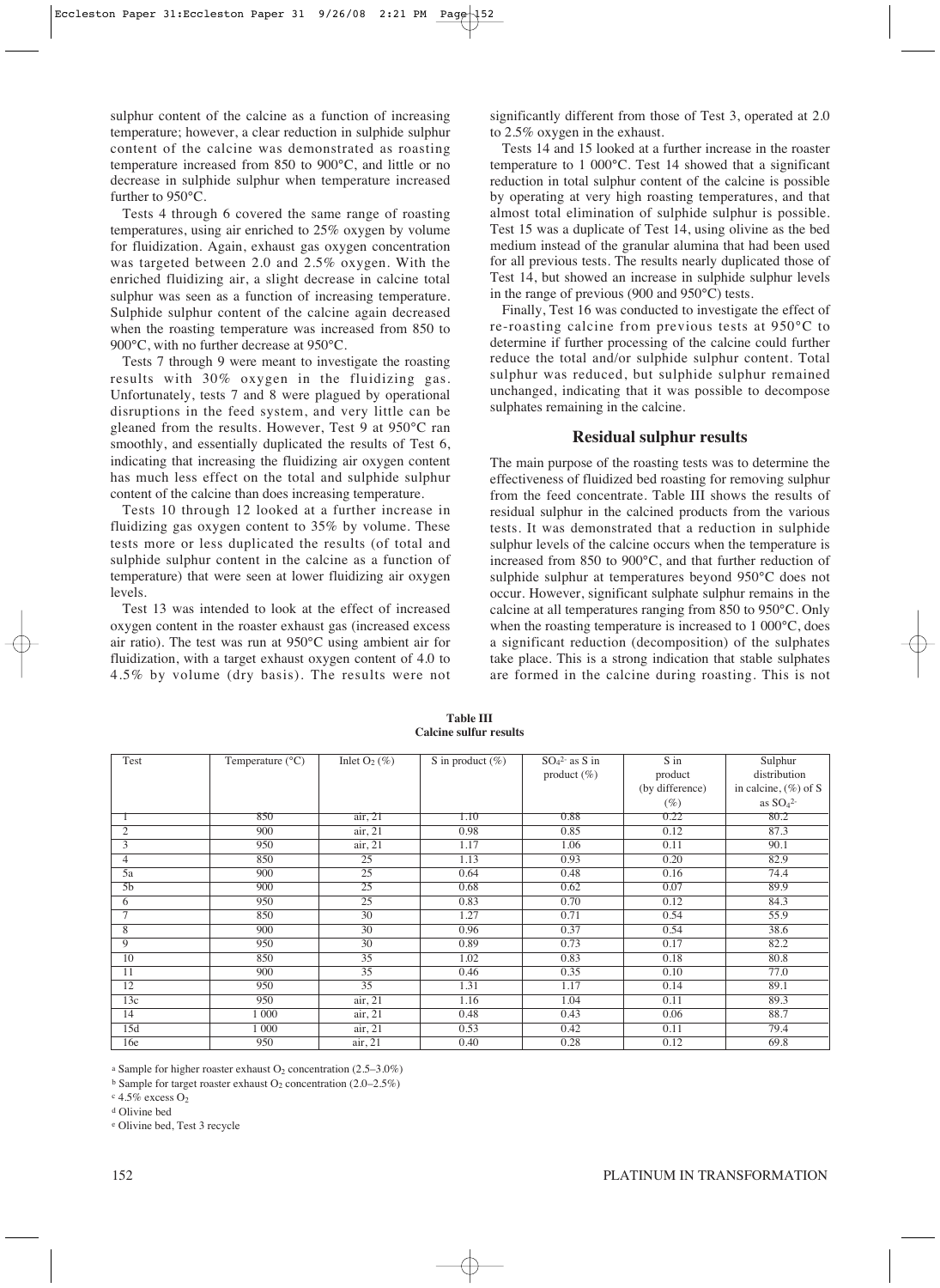sulphur content of the calcine as a function of increasing temperature; however, a clear reduction in sulphide sulphur content of the calcine was demonstrated as roasting temperature increased from 850 to 900°C, and little or no decrease in sulphide sulphur when temperature increased further to 950°C.

Tests 4 through 6 covered the same range of roasting temperatures, using air enriched to 25% oxygen by volume for fluidization. Again, exhaust gas oxygen concentration was targeted between 2.0 and 2.5% oxygen. With the enriched fluidizing air, a slight decrease in calcine total sulphur was seen as a function of increasing temperature. Sulphide sulphur content of the calcine again decreased when the roasting temperature was increased from 850 to 900°C, with no further decrease at 950°C.

Tests 7 through 9 were meant to investigate the roasting results with 30% oxygen in the fluidizing gas. Unfortunately, tests 7 and 8 were plagued by operational disruptions in the feed system, and very little can be gleaned from the results. However, Test 9 at 950°C ran smoothly, and essentially duplicated the results of Test 6, indicating that increasing the fluidizing air oxygen content has much less effect on the total and sulphide sulphur content of the calcine than does increasing temperature.

Tests 10 through 12 looked at a further increase in fluidizing gas oxygen content to 35% by volume. These tests more or less duplicated the results (of total and sulphide sulphur content in the calcine as a function of temperature) that were seen at lower fluidizing air oxygen levels.

Test 13 was intended to look at the effect of increased oxygen content in the roaster exhaust gas (increased excess air ratio). The test was run at 950°C using ambient air for fluidization, with a target exhaust oxygen content of 4.0 to 4.5% by volume (dry basis). The results were not significantly different from those of Test 3, operated at 2.0 to 2.5% oxygen in the exhaust.

Tests 14 and 15 looked at a further increase in the roaster temperature to 1 000°C. Test 14 showed that a significant reduction in total sulphur content of the calcine is possible by operating at very high roasting temperatures, and that almost total elimination of sulphide sulphur is possible. Test 15 was a duplicate of Test 14, using olivine as the bed medium instead of the granular alumina that had been used for all previous tests. The results nearly duplicated those of Test 14, but showed an increase in sulphide sulphur levels in the range of previous (900 and 950°C) tests.

Finally, Test 16 was conducted to investigate the effect of re-roasting calcine from previous tests at 950°C to determine if further processing of the calcine could further reduce the total and/or sulphide sulphur content. Total sulphur was reduced, but sulphide sulphur remained unchanged, indicating that it was possible to decompose sulphates remaining in the calcine.

## Residual sulphur results

The main purpose of the roasting tests was to determine the effectiveness of fluidized bed roasting for removing sulphur from the feed concentrate. Table III shows the results of residual sulphur in the calcined products from the various tests. It was demonstrated that a reduction in sulphide sulphur levels of the calcine occurs when the temperature is increased from 850 to 900°C, and that further reduction of sulphide sulphur at temperatures beyond 950°C does not occur. However, significant sulphate sulphur remains in the calcine at all temperatures ranging from 850 to 950°C. Only when the roasting temperature is increased to 1 000°C, does a significant reduction (decomposition) of the sulphates take place. This is a strong indication that stable sulphates are formed in the calcine during roasting. This is not

**Table III**
**Calcine sulfur results**

| Test | Temperature (°C) | Inlet $O_2$ (%) | S in product (%) | $SO_4^{2-}$ as S in product (%) | S in product (by difference) (%) | Sulphur distribution in calcine, (%) of S as $SO_4^{2-}$ |
|---|---|---|---|---|---|---|
| 1 | 850 | air, 21 | 1.10 | 0.88 | 0.22 | 80.2 |
| 2 | 900 | air, 21 | 0.98 | 0.85 | 0.12 | 87.3 |
| 3 | 950 | air, 21 | 1.17 | 1.06 | 0.11 | 90.1 |
| 4 | 850 | 25 | 1.13 | 0.93 | 0.20 | 82.9 |
| 5a | 900 | 25 | 0.64 | 0.48 | 0.16 | 74.4 |
| 5b | 900 | 25 | 0.68 | 0.62 | 0.07 | 89.9 |
| 6 | 950 | 25 | 0.83 | 0.70 | 0.12 | 84.3 |
| 7 | 850 | 30 | 1.27 | 0.71 | 0.54 | 55.9 |
| 8 | 900 | 30 | 0.96 | 0.37 | 0.54 | 38.6 |
| 9 | 950 | 30 | 0.89 | 0.73 | 0.17 | 82.2 |
| 10 | 850 | 35 | 1.02 | 0.83 | 0.18 | 80.8 |
| 11 | 900 | 35 | 0.46 | 0.35 | 0.10 | 77.0 |
| 12 | 950 | 35 | 1.31 | 1.17 | 0.14 | 89.1 |
| 13c | 950 | air, 21 | 1.16 | 1.04 | 0.11 | 89.3 |
| 14 | 1 000 | air, 21 | 0.48 | 0.43 | 0.06 | 88.7 |
| 15d | 1 000 | air, 21 | 0.53 | 0.42 | 0.11 | 79.4 |
| 16e | 950 | air, 21 | 0.40 | 0.28 | 0.12 | 69.8 |

[a] Sample for higher roaster exhaust $O_2$ concentration (2.5–3.0%)

[b] Sample for target roaster exhaust $O_2$ concentration (2.0–2.5%)

[c] 4.5% excess $O_2$

[d] Olivine bed

[e] Olivine bed, Test 3 recycle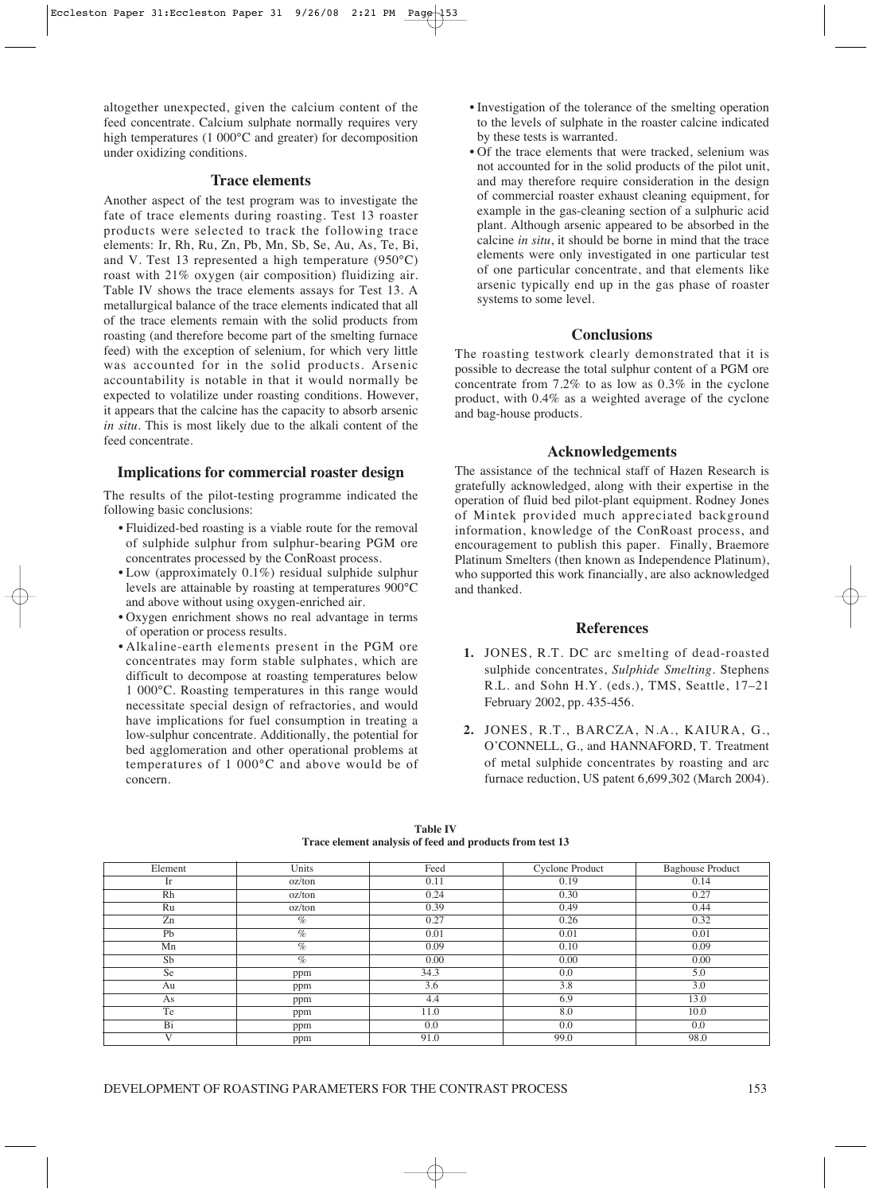altogether unexpected, given the calcium content of the feed concentrate. Calcium sulphate normally requires very high temperatures (1 000°C and greater) for decomposition under oxidizing conditions.

## Trace elements

Another aspect of the test program was to investigate the fate of trace elements during roasting. Test 13 roaster products were selected to track the following trace elements: Ir, Rh, Ru, Zn, Pb, Mn, Sb, Se, Au, As, Te, Bi, and V. Test 13 represented a high temperature (950°C) roast with 21% oxygen (air composition) fluidizing air. Table IV shows the trace elements assays for Test 13. A metallurgical balance of the trace elements indicated that all of the trace elements remain with the solid products from roasting (and therefore become part of the smelting furnace feed) with the exception of selenium, for which very little was accounted for in the solid products. Arsenic accountability is notable in that it would normally be expected to volatilize under roasting conditions. However, it appears that the calcine has the capacity to absorb arsenic *in situ*. This is most likely due to the alkali content of the feed concentrate.

## Implications for commercial roaster design

The results of the pilot-testing programme indicated the following basic conclusions:

- Fluidized-bed roasting is a viable route for the removal of sulphide sulphur from sulphur-bearing PGM ore concentrates processed by the ConRoast process.
- Low (approximately 0.1%) residual sulphide sulphur levels are attainable by roasting at temperatures 900°C and above without using oxygen-enriched air.
- Oxygen enrichment shows no real advantage in terms of operation or process results.
- Alkaline-earth elements present in the PGM ore concentrates may form stable sulphates, which are difficult to decompose at roasting temperatures below 1 000°C. Roasting temperatures in this range would necessitate special design of refractories, and would have implications for fuel consumption in treating a low-sulphur concentrate. Additionally, the potential for bed agglomeration and other operational problems at temperatures of 1 000°C and above would be of concern.
- Investigation of the tolerance of the smelting operation to the levels of sulphate in the roaster calcine indicated by these tests is warranted.
- Of the trace elements that were tracked, selenium was not accounted for in the solid products of the pilot unit, and may therefore require consideration in the design of commercial roaster exhaust cleaning equipment, for example in the gas-cleaning section of a sulphuric acid plant. Although arsenic appeared to be absorbed in the calcine *in situ*, it should be borne in mind that the trace elements were only investigated in one particular test of one particular concentrate, and that elements like arsenic typically end up in the gas phase of roaster systems to some level.

## Conclusions

The roasting testwork clearly demonstrated that it is possible to decrease the total sulphur content of a PGM ore concentrate from 7.2% to as low as 0.3% in the cyclone product, with 0.4% as a weighted average of the cyclone and bag-house products.

## Acknowledgements

The assistance of the technical staff of Hazen Research is gratefully acknowledged, along with their expertise in the operation of fluid bed pilot-plant equipment. Rodney Jones of Mintek provided much appreciated background information, knowledge of the ConRoast process, and encouragement to publish this paper. Finally, Braemore Platinum Smelters (then known as Independence Platinum), who supported this work financially, are also acknowledged and thanked.

## References

1. JONES, R.T. DC arc smelting of dead-roasted sulphide concentrates, *Sulphide Smelting*. Stephens R.L. and Sohn H.Y. (eds.), TMS, Seattle, 17–21 February 2002, pp. 435-456.
2. JONES, R.T., BARCZA, N.A., KAIURA, G., O'CONNELL, G., and HANNAFORD, T. Treatment of metal sulphide concentrates by roasting and arc furnace reduction, US patent 6,699,302 (March 2004).

**Table IV**
**Trace element analysis of feed and products from test 13**

| Element | Units | Feed | Cyclone Product | Baghouse Product |
|---|---|---|---|---|
| Ir | oz/ton | 0.11 | 0.19 | 0.14 |
| Rh | oz/ton | 0.24 | 0.30 | 0.27 |
| Ru | oz/ton | 0.39 | 0.49 | 0.44 |
| Zn | % | 0.27 | 0.26 | 0.32 |
| Pb | % | 0.01 | 0.01 | 0.01 |
| Mn | % | 0.09 | 0.10 | 0.09 |
| Sb | % | 0.00 | 0.00 | 0.00 |
| Se | ppm | 34.3 | 0.0 | 5.0 |
| Au | ppm | 3.6 | 3.8 | 3.0 |
| As | ppm | 4.4 | 6.9 | 13.0 |
| Te | ppm | 11.0 | 8.0 | 10.0 |
| Bi | ppm | 0.0 | 0.0 | 0.0 |
| V | ppm | 91.0 | 99.0 | 98.0 |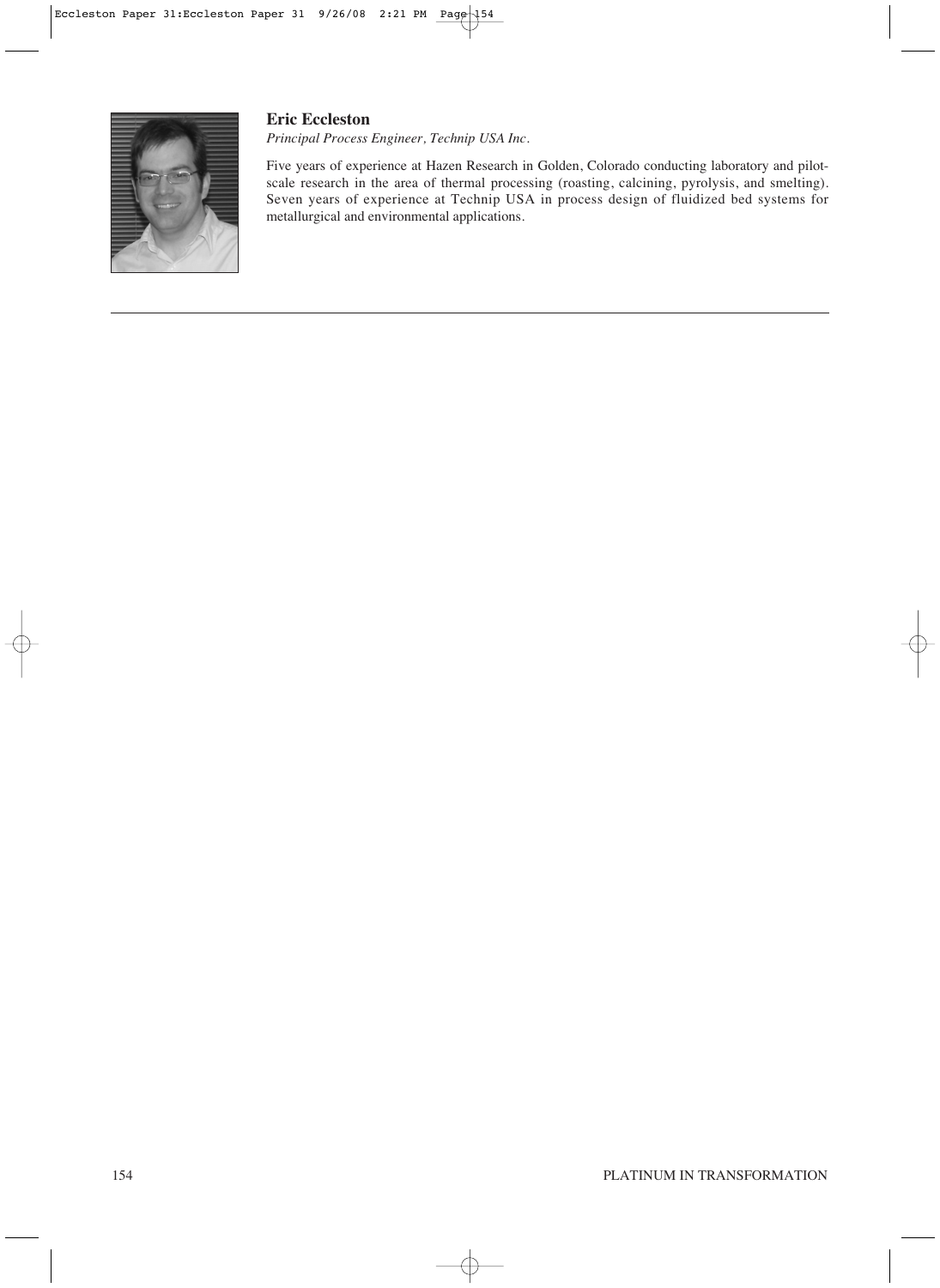**Eric Eccleston**

*Principal Process Engineer, Technip USA Inc.*

Five years of experience at Hazen Research in Golden, Colorado conducting laboratory and pilot-scale research in the area of thermal processing (roasting, calcining, pyrolysis, and smelting). Seven years of experience at Technip USA in process design of fluidized bed systems for metallurgical and environmental applications.